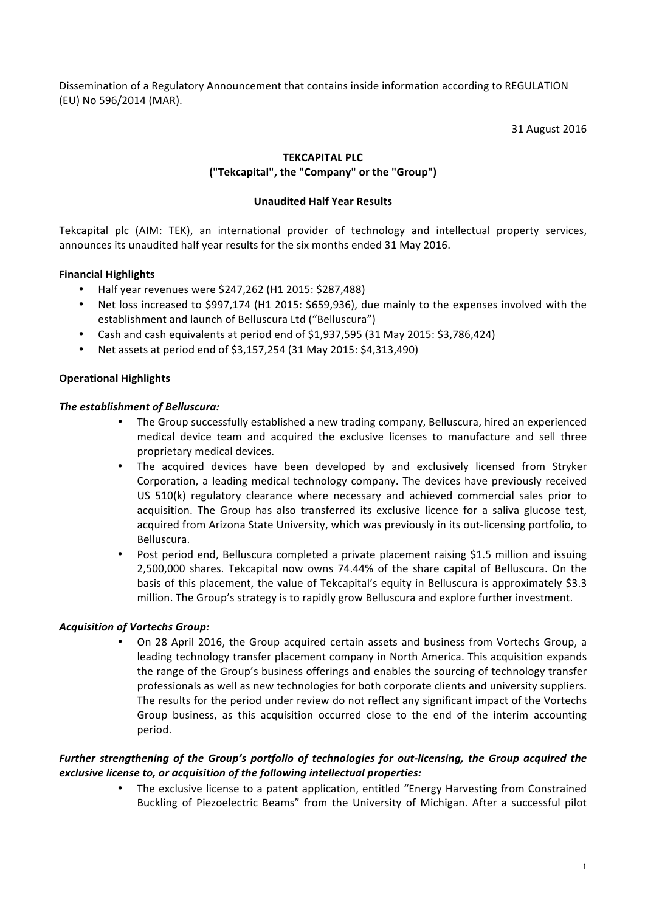Dissemination of a Regulatory Announcement that contains inside information according to REGULATION (EU) No 596/2014 (MAR).

31 August 2016

**TEKCAPITAL PLC**
**("Tekcapital", the "Company" or the "Group")**

**Unaudited Half Year Results**

Tekcapital plc (AIM: TEK), an international provider of technology and intellectual property services, announces its unaudited half year results for the six months ended 31 May 2016.

**Financial Highlights**

- Half year revenues were $247,262 (H1 2015: $287,488)
- Net loss increased to $997,174 (H1 2015: $659,936), due mainly to the expenses involved with the establishment and launch of Belluscura Ltd ("Belluscura")
- Cash and cash equivalents at period end of $1,937,595 (31 May 2015: $3,786,424)
- Net assets at period end of $3,157,254 (31 May 2015: $4,313,490)

**Operational Highlights**

***The establishment of Belluscura:***

- The Group successfully established a new trading company, Belluscura, hired an experienced medical device team and acquired the exclusive licenses to manufacture and sell three proprietary medical devices.
- The acquired devices have been developed by and exclusively licensed from Stryker Corporation, a leading medical technology company. The devices have previously received US 510(k) regulatory clearance where necessary and achieved commercial sales prior to acquisition. The Group has also transferred its exclusive licence for a saliva glucose test, acquired from Arizona State University, which was previously in its out-licensing portfolio, to Belluscura.
- Post period end, Belluscura completed a private placement raising $1.5 million and issuing 2,500,000 shares. Tekcapital now owns 74.44% of the share capital of Belluscura. On the basis of this placement, the value of Tekcapital's equity in Belluscura is approximately $3.3 million. The Group's strategy is to rapidly grow Belluscura and explore further investment.

***Acquisition of Vortechs Group:***

- On 28 April 2016, the Group acquired certain assets and business from Vortechs Group, a leading technology transfer placement company in North America. This acquisition expands the range of the Group's business offerings and enables the sourcing of technology transfer professionals as well as new technologies for both corporate clients and university suppliers. The results for the period under review do not reflect any significant impact of the Vortechs Group business, as this acquisition occurred close to the end of the interim accounting period.

***Further strengthening of the Group's portfolio of technologies for out-licensing, the Group acquired the exclusive license to, or acquisition of the following intellectual properties:***

- The exclusive license to a patent application, entitled "Energy Harvesting from Constrained Buckling of Piezoelectric Beams" from the University of Michigan. After a successful pilot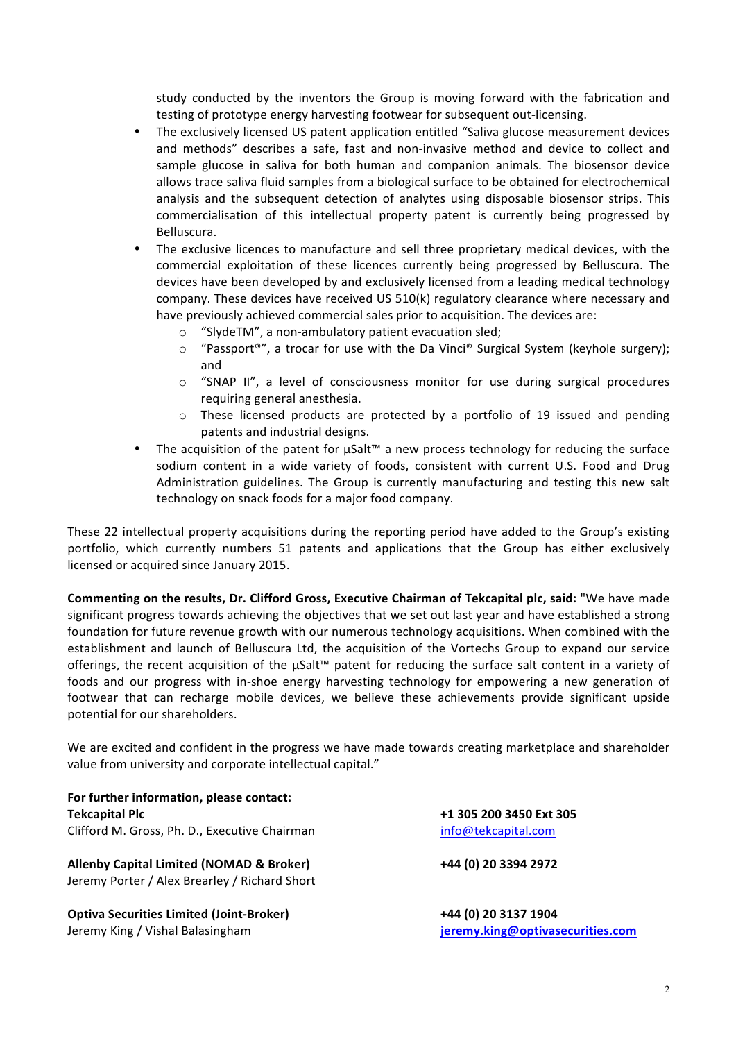study conducted by the inventors the Group is moving forward with the fabrication and testing of prototype energy harvesting footwear for subsequent out-licensing.

- The exclusively licensed US patent application entitled "Saliva glucose measurement devices and methods" describes a safe, fast and non-invasive method and device to collect and sample glucose in saliva for both human and companion animals. The biosensor device allows trace saliva fluid samples from a biological surface to be obtained for electrochemical analysis and the subsequent detection of analytes using disposable biosensor strips. This commercialisation of this intellectual property patent is currently being progressed by Belluscura.
- The exclusive licences to manufacture and sell three proprietary medical devices, with the commercial exploitation of these licences currently being progressed by Belluscura. The devices have been developed by and exclusively licensed from a leading medical technology company. These devices have received US 510(k) regulatory clearance where necessary and have previously achieved commercial sales prior to acquisition. The devices are:
  - "SlydeTM", a non-ambulatory patient evacuation sled;
  - "Passport®", a trocar for use with the Da Vinci® Surgical System (keyhole surgery); and
  - "SNAP II", a level of consciousness monitor for use during surgical procedures requiring general anesthesia.
  - These licensed products are protected by a portfolio of 19 issued and pending patents and industrial designs.
- The acquisition of the patent for µSalt™ a new process technology for reducing the surface sodium content in a wide variety of foods, consistent with current U.S. Food and Drug Administration guidelines. The Group is currently manufacturing and testing this new salt technology on snack foods for a major food company.

These 22 intellectual property acquisitions during the reporting period have added to the Group's existing portfolio, which currently numbers 51 patents and applications that the Group has either exclusively licensed or acquired since January 2015.

**Commenting on the results, Dr. Clifford Gross, Executive Chairman of Tekcapital plc, said:** "We have made significant progress towards achieving the objectives that we set out last year and have established a strong foundation for future revenue growth with our numerous technology acquisitions. When combined with the establishment and launch of Belluscura Ltd, the acquisition of the Vortechs Group to expand our service offerings, the recent acquisition of the µSalt™ patent for reducing the surface salt content in a variety of foods and our progress with in-shoe energy harvesting technology for empowering a new generation of footwear that can recharge mobile devices, we believe these achievements provide significant upside potential for our shareholders.

We are excited and confident in the progress we have made towards creating marketplace and shareholder value from university and corporate intellectual capital."

**For further information, please contact:**

| | |
|---|---|
| **Tekcapital Plc** | **+1 305 200 3450 Ext 305** |
| Clifford M. Gross, Ph. D., Executive Chairman | info@tekcapital.com |
| **Allenby Capital Limited (NOMAD & Broker)** | **+44 (0) 20 3394 2972** |
| Jeremy Porter / Alex Brearley / Richard Short | |
| **Optiva Securities Limited (Joint-Broker)** | **+44 (0) 20 3137 1904** |
| Jeremy King / Vishal Balasingham | **jeremy.king@optivasecurities.com** |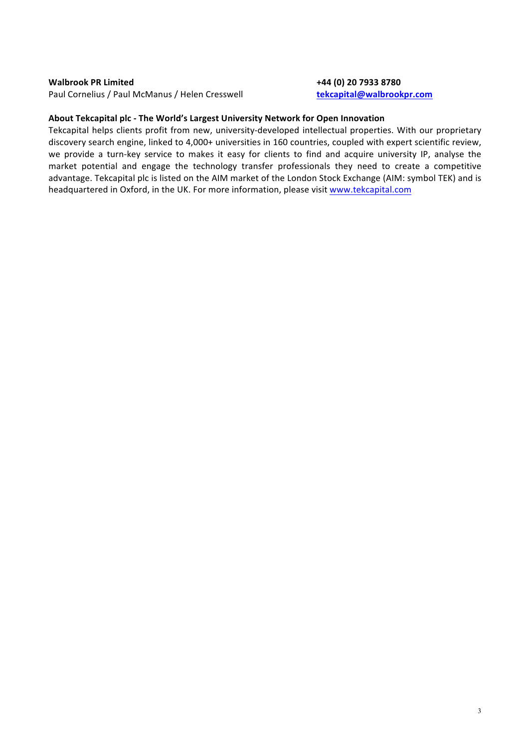**Walbrook PR Limited** | **+44 (0) 20 7933 8780**

Paul Cornelius / Paul McManus / Helen Cresswell | **tekcapital@walbrookpr.com**

**About Tekcapital plc - The World's Largest University Network for Open Innovation**

Tekcapital helps clients profit from new, university-developed intellectual properties. With our proprietary discovery search engine, linked to 4,000+ universities in 160 countries, coupled with expert scientific review, we provide a turn-key service to makes it easy for clients to find and acquire university IP, analyse the market potential and engage the technology transfer professionals they need to create a competitive advantage. Tekcapital plc is listed on the AIM market of the London Stock Exchange (AIM: symbol TEK) and is headquartered in Oxford, in the UK. For more information, please visit www.tekcapital.com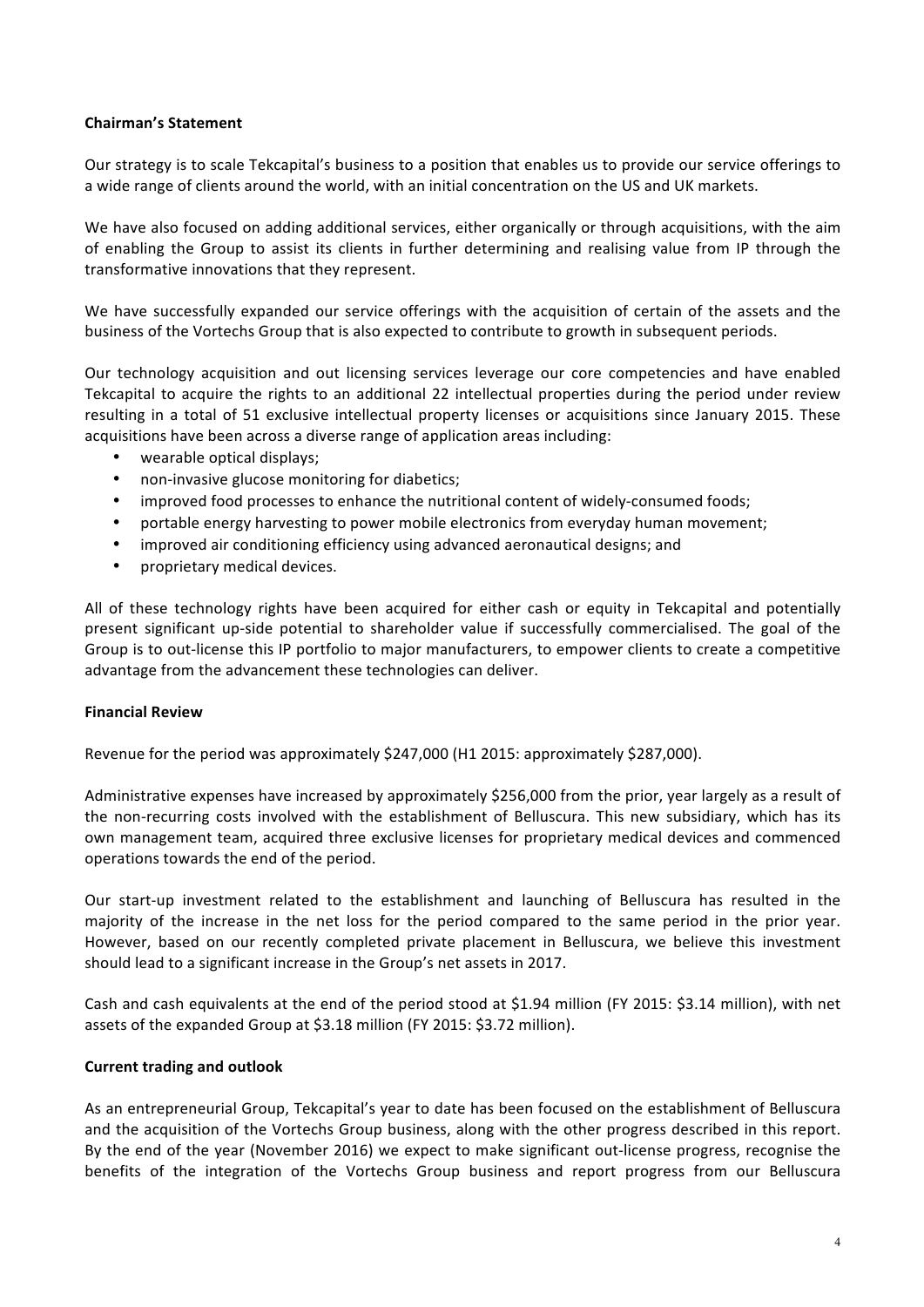**Chairman's Statement**

Our strategy is to scale Tekcapital's business to a position that enables us to provide our service offerings to a wide range of clients around the world, with an initial concentration on the US and UK markets.

We have also focused on adding additional services, either organically or through acquisitions, with the aim of enabling the Group to assist its clients in further determining and realising value from IP through the transformative innovations that they represent.

We have successfully expanded our service offerings with the acquisition of certain of the assets and the business of the Vortechs Group that is also expected to contribute to growth in subsequent periods.

Our technology acquisition and out licensing services leverage our core competencies and have enabled Tekcapital to acquire the rights to an additional 22 intellectual properties during the period under review resulting in a total of 51 exclusive intellectual property licenses or acquisitions since January 2015. These acquisitions have been across a diverse range of application areas including:

- wearable optical displays;
- non-invasive glucose monitoring for diabetics;
- improved food processes to enhance the nutritional content of widely-consumed foods;
- portable energy harvesting to power mobile electronics from everyday human movement;
- improved air conditioning efficiency using advanced aeronautical designs; and
- proprietary medical devices.

All of these technology rights have been acquired for either cash or equity in Tekcapital and potentially present significant up-side potential to shareholder value if successfully commercialised. The goal of the Group is to out-license this IP portfolio to major manufacturers, to empower clients to create a competitive advantage from the advancement these technologies can deliver.

**Financial Review**

Revenue for the period was approximately $247,000 (H1 2015: approximately $287,000).

Administrative expenses have increased by approximately $256,000 from the prior, year largely as a result of the non-recurring costs involved with the establishment of Belluscura. This new subsidiary, which has its own management team, acquired three exclusive licenses for proprietary medical devices and commenced operations towards the end of the period.

Our start-up investment related to the establishment and launching of Belluscura has resulted in the majority of the increase in the net loss for the period compared to the same period in the prior year. However, based on our recently completed private placement in Belluscura, we believe this investment should lead to a significant increase in the Group's net assets in 2017.

Cash and cash equivalents at the end of the period stood at $1.94 million (FY 2015: $3.14 million), with net assets of the expanded Group at $3.18 million (FY 2015: $3.72 million).

**Current trading and outlook**

As an entrepreneurial Group, Tekcapital's year to date has been focused on the establishment of Belluscura and the acquisition of the Vortechs Group business, along with the other progress described in this report. By the end of the year (November 2016) we expect to make significant out-license progress, recognise the benefits of the integration of the Vortechs Group business and report progress from our Belluscura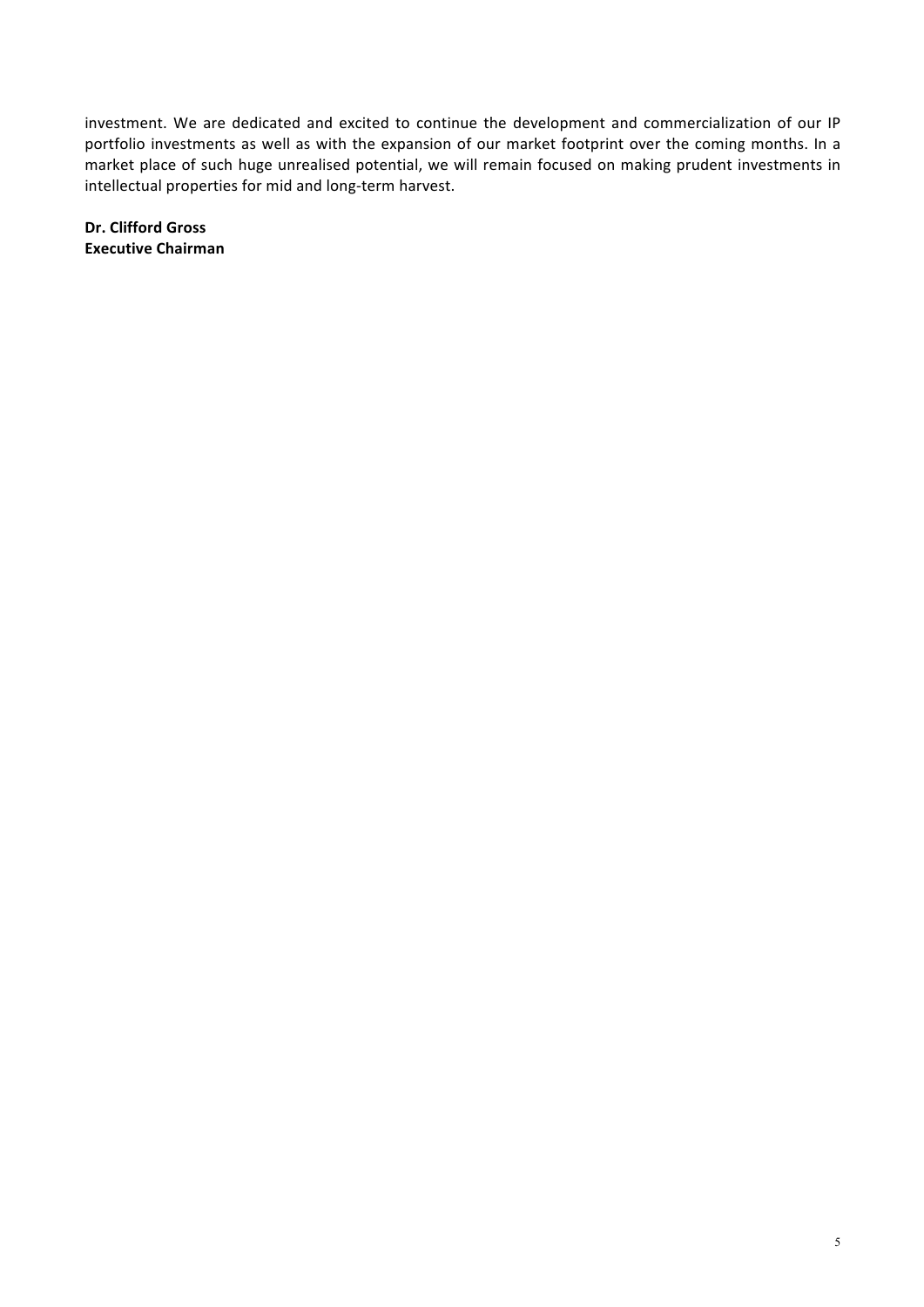investment. We are dedicated and excited to continue the development and commercialization of our IP portfolio investments as well as with the expansion of our market footprint over the coming months. In a market place of such huge unrealised potential, we will remain focused on making prudent investments in intellectual properties for mid and long-term harvest.

**Dr. Clifford Gross**
**Executive Chairman**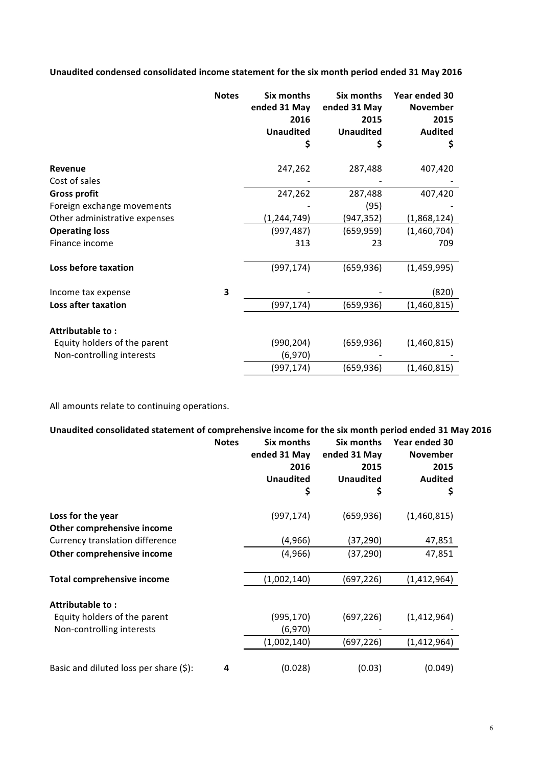**Unaudited condensed consolidated income statement for the six month period ended 31 May 2016**

| | Notes | Six months ended 31 May 2016 Unaudited $ | Six months ended 31 May 2015 Unaudited $ | Year ended 30 November 2015 Audited $ |
|---|---|---|---|---|
| **Revenue** | | 247,262 | 287,488 | 407,420 |
| Cost of sales | | - | - | - |
| **Gross profit** | | 247,262 | 287,488 | 407,420 |
| Foreign exchange movements | | - | (95) | - |
| Other administrative expenses | | (1,244,749) | (947,352) | (1,868,124) |
| **Operating loss** | | (997,487) | (659,959) | (1,460,704) |
| Finance income | | 313 | 23 | 709 |
| **Loss before taxation** | | (997,174) | (659,936) | (1,459,995) |
| Income tax expense | 3 | - | - | (820) |
| **Loss after taxation** | | (997,174) | (659,936) | (1,460,815) |
| **Attributable to :** | | | | |
| Equity holders of the parent | | (990,204) | (659,936) | (1,460,815) |
| Non-controlling interests | | (6,970) | - | - |
| | | (997,174) | (659,936) | (1,460,815) |

All amounts relate to continuing operations.

**Unaudited consolidated statement of comprehensive income for the six month period ended 31 May 2016**

| | Notes | Six months ended 31 May 2016 Unaudited $ | Six months ended 31 May 2015 Unaudited $ | Year ended 30 November 2015 Audited $ |
|---|---|---|---|---|
| **Loss for the year** | | (997,174) | (659,936) | (1,460,815) |
| **Other comprehensive income** | | | | |
| Currency translation difference | | (4,966) | (37,290) | 47,851 |
| **Other comprehensive income** | | (4,966) | (37,290) | 47,851 |
| **Total comprehensive income** | | (1,002,140) | (697,226) | (1,412,964) |
| **Attributable to :** | | | | |
| Equity holders of the parent | | (995,170) | (697,226) | (1,412,964) |
| Non-controlling interests | | (6,970) | - | - |
| | | (1,002,140) | (697,226) | (1,412,964) |
| Basic and diluted loss per share ($): | 4 | (0.028) | (0.03) | (0.049) |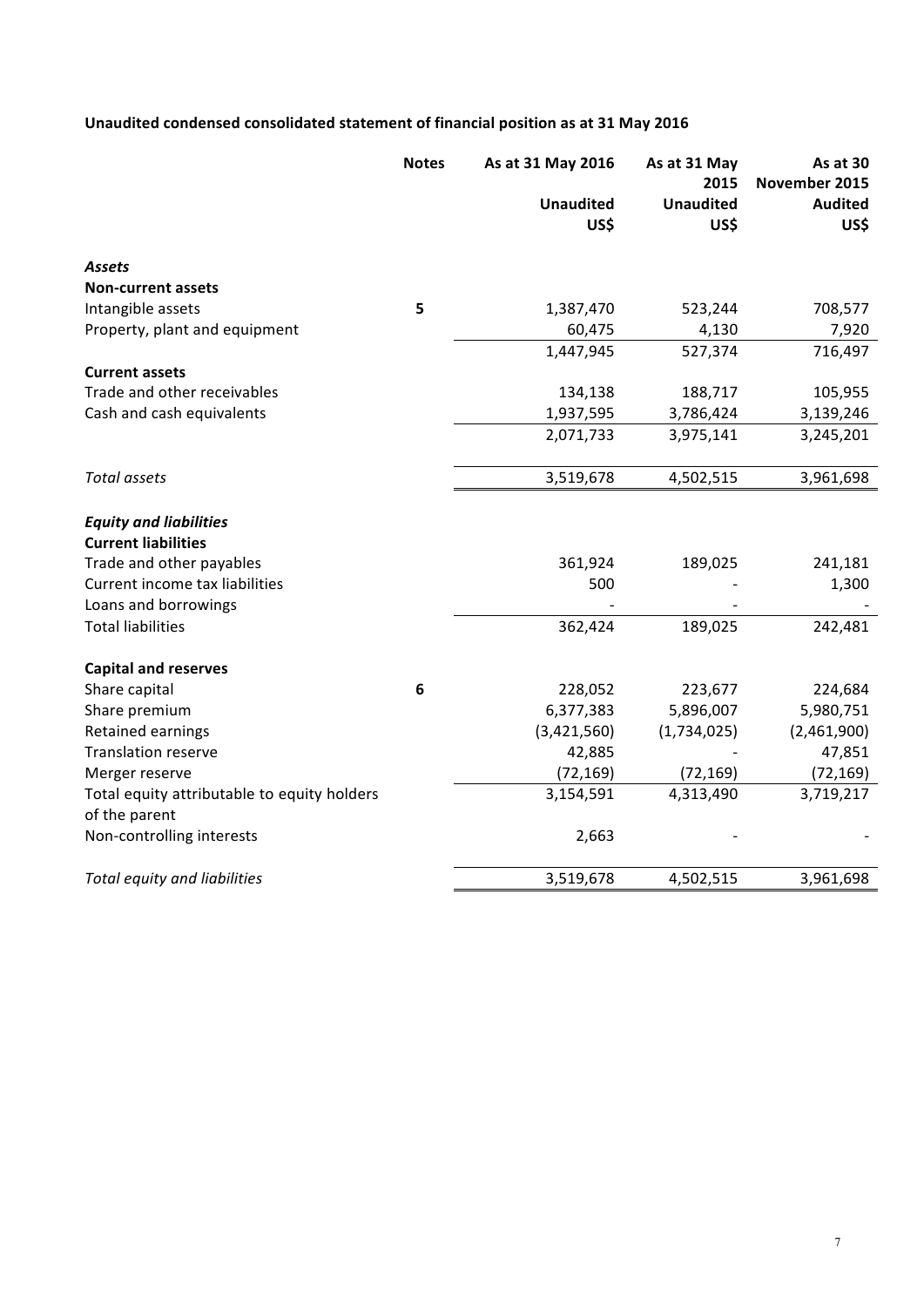**Unaudited condensed consolidated statement of financial position as at 31 May 2016**

| | Notes | As at 31 May 2016 | As at 31 May 2015 | As at 30 November 2015 |
|---|---|---|---|---|
| | | Unaudited | Unaudited | Audited |
| | | US$ | US$ | US$ |
| ***Assets*** | | | | |
| **Non-current assets** | | | | |
| Intangible assets | **5** | 1,387,470 | 523,244 | 708,577 |
| Property, plant and equipment | | 60,475 | 4,130 | 7,920 |
| | | 1,447,945 | 527,374 | 716,497 |
| **Current assets** | | | | |
| Trade and other receivables | | 134,138 | 188,717 | 105,955 |
| Cash and cash equivalents | | 1,937,595 | 3,786,424 | 3,139,246 |
| | | 2,071,733 | 3,975,141 | 3,245,201 |
| *Total assets* | | 3,519,678 | 4,502,515 | 3,961,698 |
| ***Equity and liabilities*** | | | | |
| **Current liabilities** | | | | |
| Trade and other payables | | 361,924 | 189,025 | 241,181 |
| Current income tax liabilities | | 500 | - | 1,300 |
| Loans and borrowings | | - | - | - |
| Total liabilities | | 362,424 | 189,025 | 242,481 |
| **Capital and reserves** | | | | |
| Share capital | **6** | 228,052 | 223,677 | 224,684 |
| Share premium | | 6,377,383 | 5,896,007 | 5,980,751 |
| Retained earnings | | (3,421,560) | (1,734,025) | (2,461,900) |
| Translation reserve | | 42,885 | - | 47,851 |
| Merger reserve | | (72,169) | (72,169) | (72,169) |
| Total equity attributable to equity holders of the parent | | 3,154,591 | 4,313,490 | 3,719,217 |
| Non-controlling interests | | 2,663 | - | - |
| *Total equity and liabilities* | | 3,519,678 | 4,502,515 | 3,961,698 |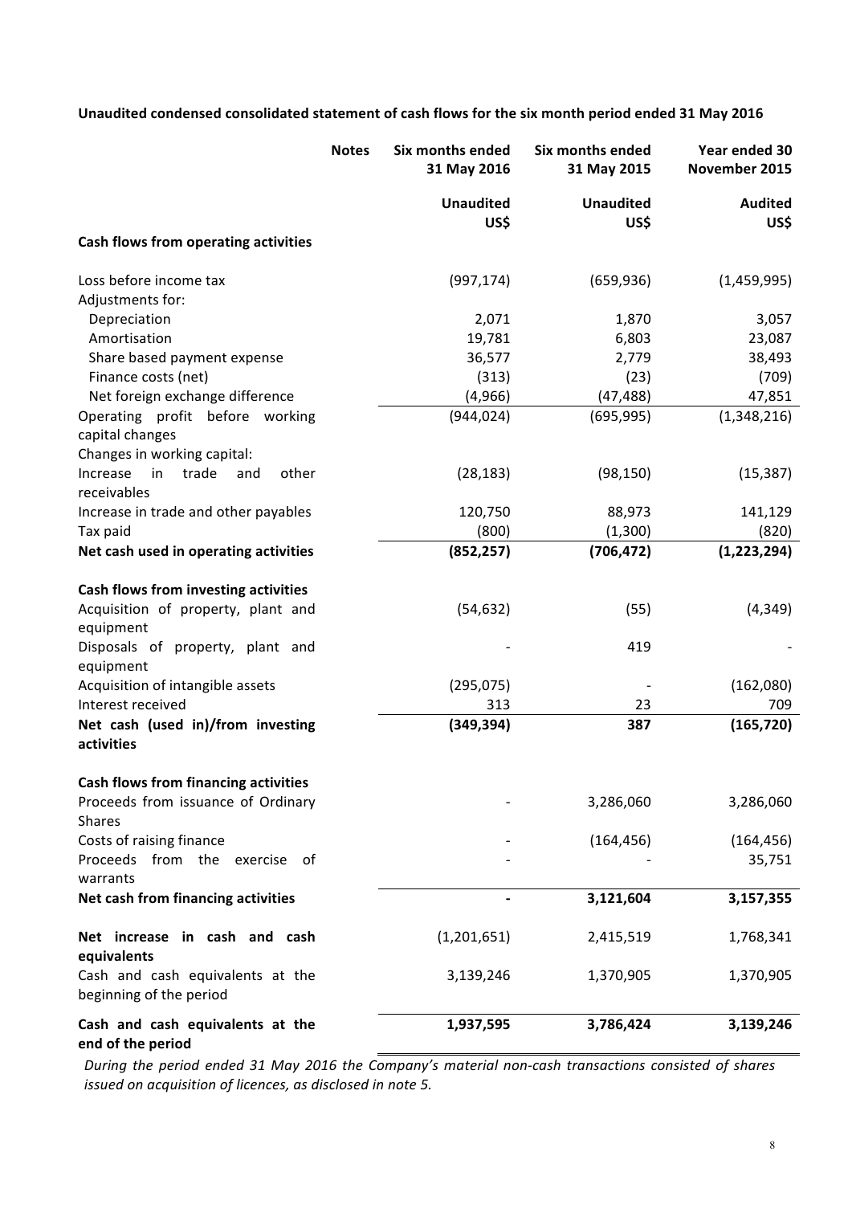**Unaudited condensed consolidated statement of cash flows for the six month period ended 31 May 2016**

| | Notes | Six months ended 31 May 2016 | Six months ended 31 May 2015 | Year ended 30 November 2015 |
|---|---|---|---|---|
| | | **Unaudited** US$ | **Unaudited** US$ | **Audited** US$ |
| **Cash flows from operating activities** | | | | |
| Loss before income tax | | (997,174) | (659,936) | (1,459,995) |
| Adjustments for: | | | | |
| Depreciation | | 2,071 | 1,870 | 3,057 |
| Amortisation | | 19,781 | 6,803 | 23,087 |
| Share based payment expense | | 36,577 | 2,779 | 38,493 |
| Finance costs (net) | | (313) | (23) | (709) |
| Net foreign exchange difference | | (4,966) | (47,488) | 47,851 |
| Operating profit before working capital changes | | (944,024) | (695,995) | (1,348,216) |
| Changes in working capital: | | | | |
| Increase in trade and other receivables | | (28,183) | (98,150) | (15,387) |
| Increase in trade and other payables | | 120,750 | 88,973 | 141,129 |
| Tax paid | | (800) | (1,300) | (820) |
| **Net cash used in operating activities** | | **(852,257)** | **(706,472)** | **(1,223,294)** |
| **Cash flows from investing activities** | | | | |
| Acquisition of property, plant and equipment | | (54,632) | (55) | (4,349) |
| Disposals of property, plant and equipment | | - | 419 | - |
| Acquisition of intangible assets | | (295,075) | - | (162,080) |
| Interest received | | 313 | 23 | 709 |
| **Net cash (used in)/from investing activities** | | **(349,394)** | **387** | **(165,720)** |
| **Cash flows from financing activities** | | | | |
| Proceeds from issuance of Ordinary Shares | | - | 3,286,060 | 3,286,060 |
| Costs of raising finance | | - | (164,456) | (164,456) |
| Proceeds from the exercise of warrants | | - | - | 35,751 |
| **Net cash from financing activities** | | **-** | **3,121,604** | **3,157,355** |
| **Net increase in cash and cash equivalents** | | (1,201,651) | 2,415,519 | 1,768,341 |
| Cash and cash equivalents at the beginning of the period | | 3,139,246 | 1,370,905 | 1,370,905 |
| **Cash and cash equivalents at the end of the period** | | **1,937,595** | **3,786,424** | **3,139,246** |

*During the period ended 31 May 2016 the Company's material non-cash transactions consisted of shares issued on acquisition of licences, as disclosed in note 5.*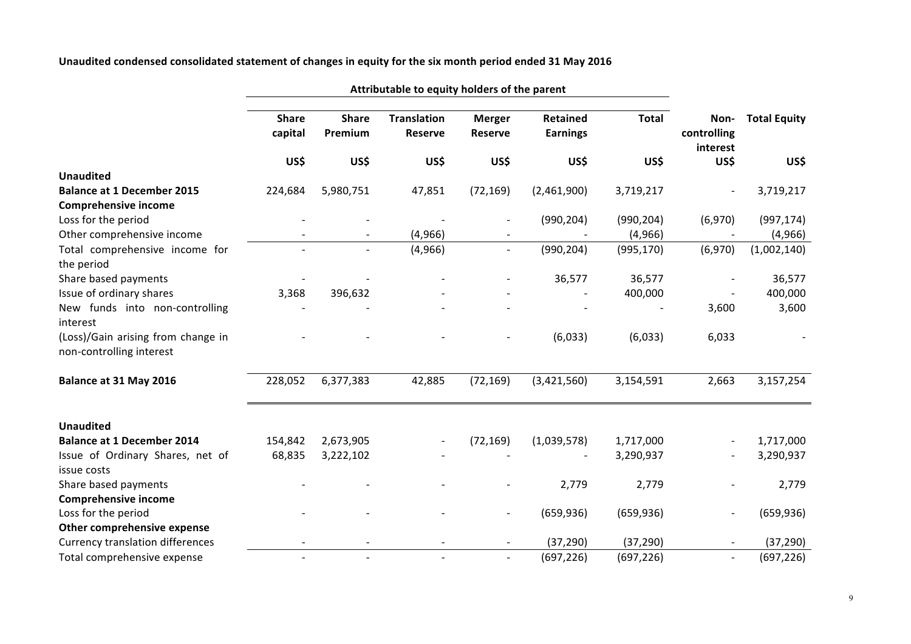**Unaudited condensed consolidated statement of changes in equity for the six month period ended 31 May 2016**

| | Attributable to equity holders of the parent | | | | | | | |
|---|---|---|---|---|---|---|---|---|
| | **Share capital** | **Share Premium** | **Translation Reserve** | **Merger Reserve** | **Retained Earnings** | **Total** | **Non-controlling interest** | **Total Equity** |
| | **US$** | **US$** | **US$** | **US$** | **US$** | **US$** | **US$** | **US$** |
| **Unaudited** | | | | | | | | |
| **Balance at 1 December 2015** | 224,684 | 5,980,751 | 47,851 | (72,169) | (2,461,900) | 3,719,217 | - | 3,719,217 |
| **Comprehensive income** | | | | | | | | |
| Loss for the period | - | - | - | - | (990,204) | (990,204) | (6,970) | (997,174) |
| Other comprehensive income | - | - | (4,966) | - | - | (4,966) | - | (4,966) |
| Total comprehensive income for the period | - | - | (4,966) | - | (990,204) | (995,170) | (6,970) | (1,002,140) |
| Share based payments | - | - | - | - | 36,577 | 36,577 | - | 36,577 |
| Issue of ordinary shares | 3,368 | 396,632 | - | - | - | 400,000 | - | 400,000 |
| New funds into non-controlling interest | - | - | - | - | - | - | 3,600 | 3,600 |
| (Loss)/Gain arising from change in non-controlling interest | - | - | - | - | (6,033) | (6,033) | 6,033 | - |
| **Balance at 31 May 2016** | 228,052 | 6,377,383 | 42,885 | (72,169) | (3,421,560) | 3,154,591 | 2,663 | 3,157,254 |
| **Unaudited** | | | | | | | | |
| **Balance at 1 December 2014** | 154,842 | 2,673,905 | - | (72,169) | (1,039,578) | 1,717,000 | - | 1,717,000 |
| Issue of Ordinary Shares, net of issue costs | 68,835 | 3,222,102 | - | - | - | 3,290,937 | - | 3,290,937 |
| Share based payments | - | - | - | - | 2,779 | 2,779 | - | 2,779 |
| **Comprehensive income** | | | | | | | | |
| Loss for the period | - | - | - | - | (659,936) | (659,936) | - | (659,936) |
| **Other comprehensive expense** | | | | | | | | |
| Currency translation differences | - | - | - | - | (37,290) | (37,290) | - | (37,290) |
| Total comprehensive expense | - | - | - | - | (697,226) | (697,226) | - | (697,226) |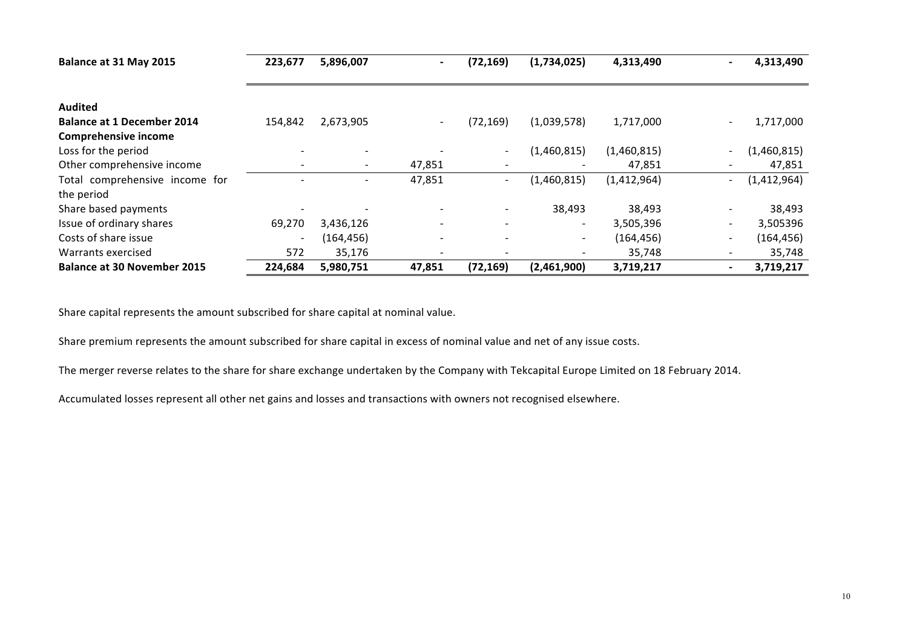| | | | | | | | | |
|---|---|---|---|---|---|---|---|---|
| **Balance at 31 May 2015** | **223,677** | **5,896,007** | **-** | **(72,169)** | **(1,734,025)** | **4,313,490** | **-** | **4,313,490** |
| | | | | | | | | |
| **Audited** | | | | | | | | |
| **Balance at 1 December 2014** | 154,842 | 2,673,905 | - | (72,169) | (1,039,578) | 1,717,000 | - | 1,717,000 |
| **Comprehensive income** | | | | | | | | |
| Loss for the period | - | - | - | - | (1,460,815) | (1,460,815) | - | (1,460,815) |
| Other comprehensive income | - | - | 47,851 | - | - | 47,851 | - | 47,851 |
| Total comprehensive income for the period | - | - | 47,851 | - | (1,460,815) | (1,412,964) | - | (1,412,964) |
| Share based payments | - | - | - | - | 38,493 | 38,493 | - | 38,493 |
| Issue of ordinary shares | 69,270 | 3,436,126 | - | - | - | 3,505,396 | - | 3,505396 |
| Costs of share issue | - | (164,456) | - | - | - | (164,456) | - | (164,456) |
| Warrants exercised | 572 | 35,176 | - | - | - | 35,748 | - | 35,748 |
| **Balance at 30 November 2015** | **224,684** | **5,980,751** | **47,851** | **(72,169)** | **(2,461,900)** | **3,719,217** | **-** | **3,719,217** |

Share capital represents the amount subscribed for share capital at nominal value.

Share premium represents the amount subscribed for share capital in excess of nominal value and net of any issue costs.

The merger reverse relates to the share for share exchange undertaken by the Company with Tekcapital Europe Limited on 18 February 2014.

Accumulated losses represent all other net gains and losses and transactions with owners not recognised elsewhere.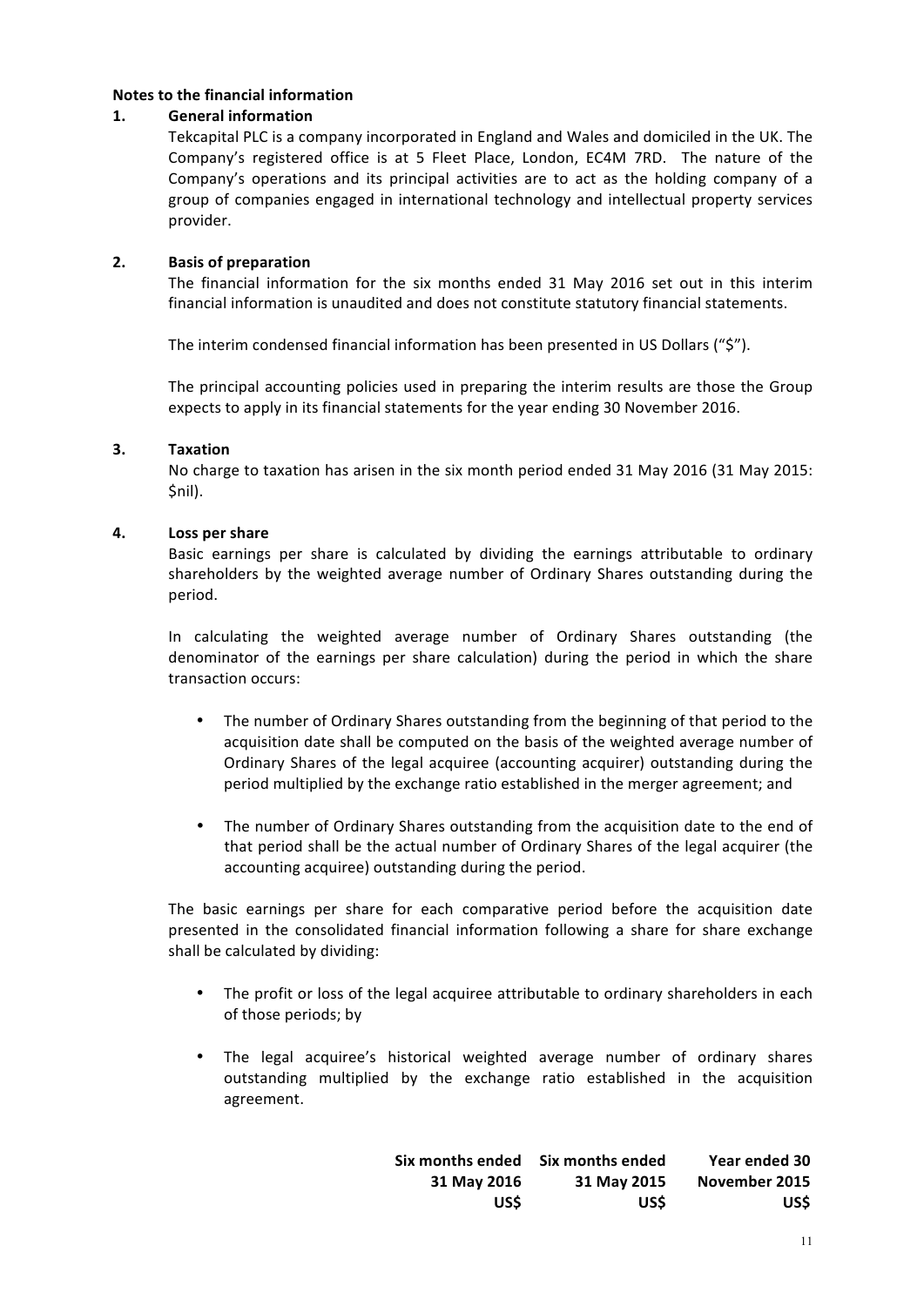**Notes to the financial information**

**1. General information**

Tekcapital PLC is a company incorporated in England and Wales and domiciled in the UK. The Company's registered office is at 5 Fleet Place, London, EC4M 7RD. The nature of the Company's operations and its principal activities are to act as the holding company of a group of companies engaged in international technology and intellectual property services provider.

**2. Basis of preparation**

The financial information for the six months ended 31 May 2016 set out in this interim financial information is unaudited and does not constitute statutory financial statements.

The interim condensed financial information has been presented in US Dollars ("$").

The principal accounting policies used in preparing the interim results are those the Group expects to apply in its financial statements for the year ending 30 November 2016.

**3. Taxation**

No charge to taxation has arisen in the six month period ended 31 May 2016 (31 May 2015: $nil).

**4. Loss per share**

Basic earnings per share is calculated by dividing the earnings attributable to ordinary shareholders by the weighted average number of Ordinary Shares outstanding during the period.

In calculating the weighted average number of Ordinary Shares outstanding (the denominator of the earnings per share calculation) during the period in which the share transaction occurs:

- The number of Ordinary Shares outstanding from the beginning of that period to the acquisition date shall be computed on the basis of the weighted average number of Ordinary Shares of the legal acquiree (accounting acquirer) outstanding during the period multiplied by the exchange ratio established in the merger agreement; and
- The number of Ordinary Shares outstanding from the acquisition date to the end of that period shall be the actual number of Ordinary Shares of the legal acquirer (the accounting acquiree) outstanding during the period.

The basic earnings per share for each comparative period before the acquisition date presented in the consolidated financial information following a share for share exchange shall be calculated by dividing:

- The profit or loss of the legal acquiree attributable to ordinary shareholders in each of those periods; by
- The legal acquiree's historical weighted average number of ordinary shares outstanding multiplied by the exchange ratio established in the acquisition agreement.

| | Six months ended 31 May 2016 US$ | Six months ended 31 May 2015 US$ | Year ended 30 November 2015 US$ |
|---|---|---|---|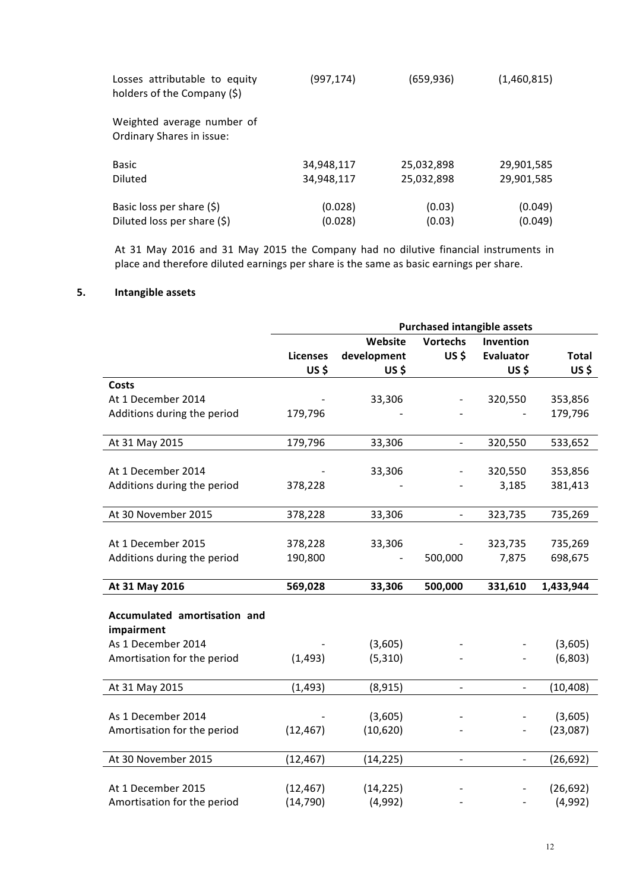| | | | |
|---|---|---|---|
| Losses attributable to equity holders of the Company ($) | (997,174) | (659,936) | (1,460,815) |
| Weighted average number of Ordinary Shares in issue: | | | |
| Basic | 34,948,117 | 25,032,898 | 29,901,585 |
| Diluted | 34,948,117 | 25,032,898 | 29,901,585 |
| Basic loss per share ($) | (0.028) | (0.03) | (0.049) |
| Diluted loss per share ($) | (0.028) | (0.03) | (0.049) |

At 31 May 2016 and 31 May 2015 the Company had no dilutive financial instruments in place and therefore diluted earnings per share is the same as basic earnings per share.

## 5. Intangible assets

| | Purchased intangible assets | | | | |
|---|---|---|---|---|---|
| | Licenses US $ | Website development US $ | Vortechs US $ | Invention Evaluator US $ | Total US $ |
| **Costs** | | | | | |
| At 1 December 2014 | - | 33,306 | - | 320,550 | 353,856 |
| Additions during the period | 179,796 | - | - | - | 179,796 |
| At 31 May 2015 | 179,796 | 33,306 | - | 320,550 | 533,652 |
| At 1 December 2014 | - | 33,306 | - | 320,550 | 353,856 |
| Additions during the period | 378,228 | - | - | 3,185 | 381,413 |
| At 30 November 2015 | 378,228 | 33,306 | - | 323,735 | 735,269 |
| At 1 December 2015 | 378,228 | 33,306 | - | 323,735 | 735,269 |
| Additions during the period | 190,800 | - | 500,000 | 7,875 | 698,675 |
| **At 31 May 2016** | **569,028** | **33,306** | **500,000** | **331,610** | **1,433,944** |
| **Accumulated amortisation and impairment** | | | | | |
| As 1 December 2014 | - | (3,605) | - | - | (3,605) |
| Amortisation for the period | (1,493) | (5,310) | - | - | (6,803) |
| At 31 May 2015 | (1,493) | (8,915) | - | - | (10,408) |
| As 1 December 2014 | - | (3,605) | - | - | (3,605) |
| Amortisation for the period | (12,467) | (10,620) | - | - | (23,087) |
| At 30 November 2015 | (12,467) | (14,225) | - | - | (26,692) |
| At 1 December 2015 | (12,467) | (14,225) | - | - | (26,692) |
| Amortisation for the period | (14,790) | (4,992) | - | - | (4,992) |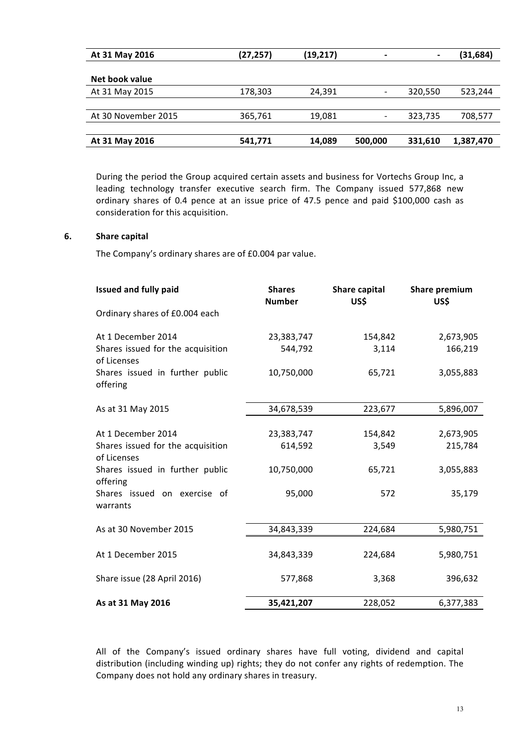| | | | | | |
|---|---|---|---|---|---|
| **At 31 May 2016** | **(27,257)** | **(19,217)** | **-** | **-** | **(31,684)** |
| | | | | | |
| **Net book value** | | | | | |
| At 31 May 2015 | 178,303 | 24,391 | - | 320,550 | 523,244 |
| | | | | | |
| At 30 November 2015 | 365,761 | 19,081 | - | 323,735 | 708,577 |
| | | | | | |
| **At 31 May 2016** | **541,771** | **14,089** | **500,000** | **331,610** | **1,387,470** |

During the period the Group acquired certain assets and business for Vortechs Group Inc, a leading technology transfer executive search firm. The Company issued 577,868 new ordinary shares of 0.4 pence at an issue price of 47.5 pence and paid $100,000 cash as consideration for this acquisition.

## 6. Share capital

The Company's ordinary shares are of £0.004 par value.

| **Issued and fully paid** | **Shares Number** | **Share capital US$** | **Share premium US$** |
|---|---|---|---|
| Ordinary shares of £0.004 each | | | |
| At 1 December 2014 | 23,383,747 | 154,842 | 2,673,905 |
| Shares issued for the acquisition of Licenses | 544,792 | 3,114 | 166,219 |
| Shares issued in further public offering | 10,750,000 | 65,721 | 3,055,883 |
| As at 31 May 2015 | 34,678,539 | 223,677 | 5,896,007 |
| | | | |
| At 1 December 2014 | 23,383,747 | 154,842 | 2,673,905 |
| Shares issued for the acquisition of Licenses | 614,592 | 3,549 | 215,784 |
| Shares issued in further public offering | 10,750,000 | 65,721 | 3,055,883 |
| Shares issued on exercise of warrants | 95,000 | 572 | 35,179 |
| As at 30 November 2015 | 34,843,339 | 224,684 | 5,980,751 |
| | | | |
| At 1 December 2015 | 34,843,339 | 224,684 | 5,980,751 |
| Share issue (28 April 2016) | 577,868 | 3,368 | 396,632 |
| **As at 31 May 2016** | **35,421,207** | 228,052 | 6,377,383 |

All of the Company's issued ordinary shares have full voting, dividend and capital distribution (including winding up) rights; they do not confer any rights of redemption. The Company does not hold any ordinary shares in treasury.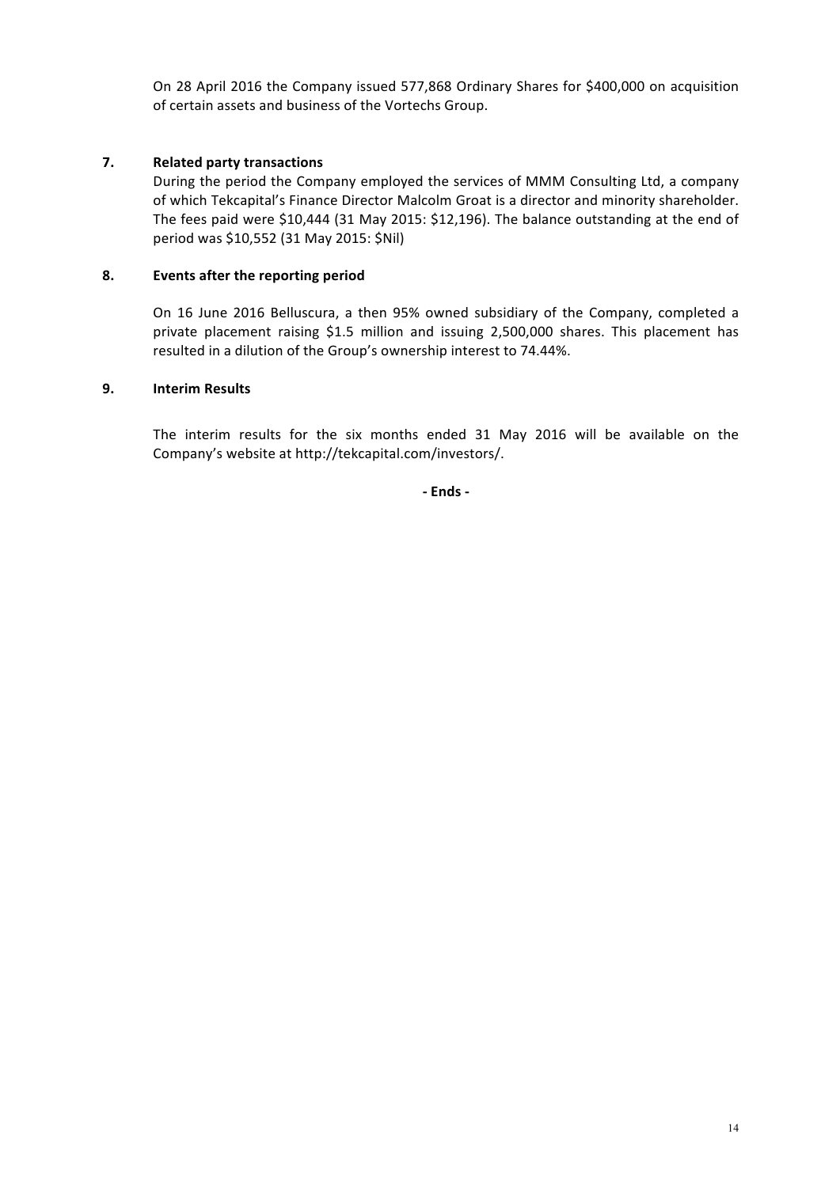On 28 April 2016 the Company issued 577,868 Ordinary Shares for $400,000 on acquisition of certain assets and business of the Vortechs Group.

## 7. Related party transactions

During the period the Company employed the services of MMM Consulting Ltd, a company of which Tekcapital's Finance Director Malcolm Groat is a director and minority shareholder. The fees paid were $10,444 (31 May 2015: $12,196). The balance outstanding at the end of period was $10,552 (31 May 2015: $Nil)

## 8. Events after the reporting period

On 16 June 2016 Belluscura, a then 95% owned subsidiary of the Company, completed a private placement raising $1.5 million and issuing 2,500,000 shares. This placement has resulted in a dilution of the Group's ownership interest to 74.44%.

## 9. Interim Results

The interim results for the six months ended 31 May 2016 will be available on the Company's website at http://tekcapital.com/investors/.

**- Ends -**